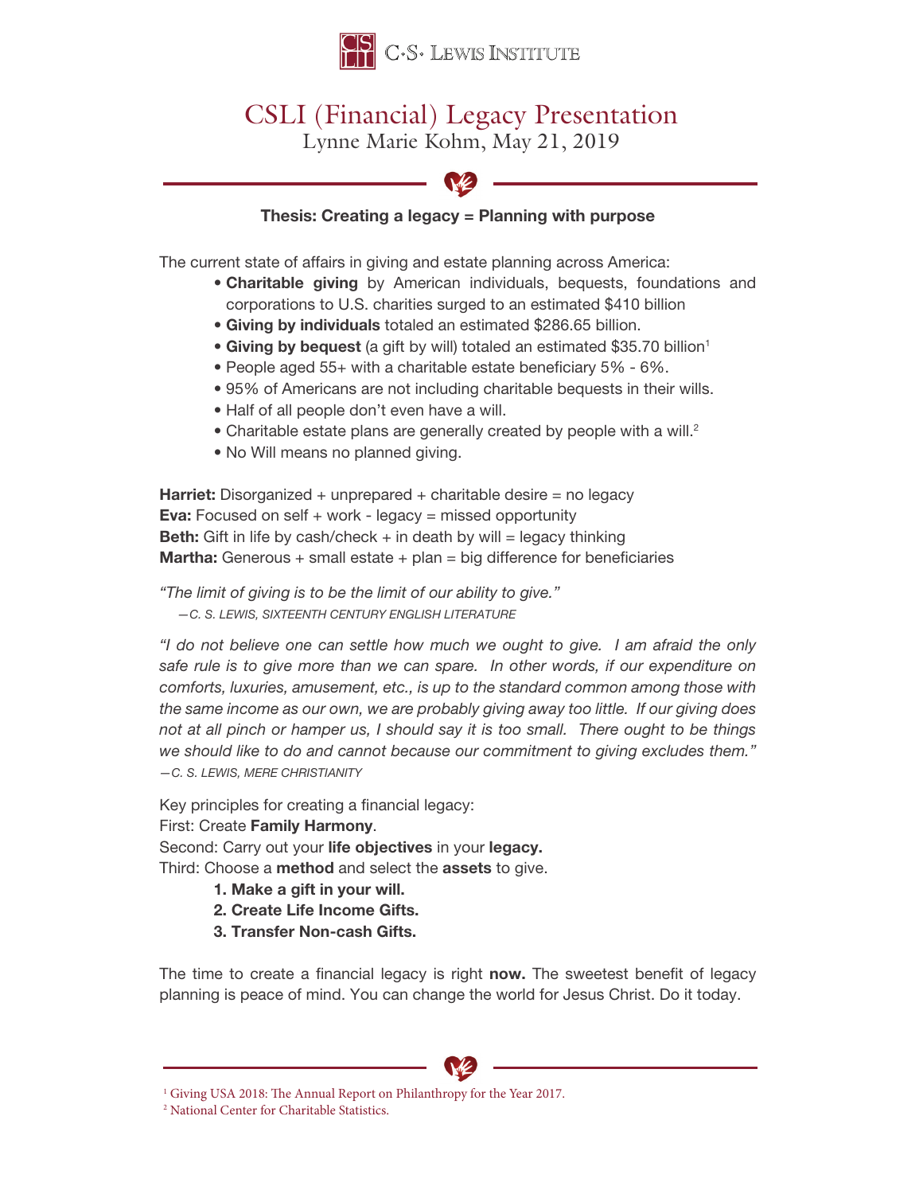C.S. LEWIS INSTITUTE

# CSLI (Financial) Legacy Presentation

Lynne Marie Kohm, May 21, 2019

**Thesis: Creating a legacy = Planning with purpose**

The current state of affairs in giving and estate planning across America:

- **Charitable giving** by American individuals, bequests, foundations and corporations to U.S. charities surged to an estimated $410 billion
- **Giving by individuals** totaled an estimated $286.65 billion.
- **Giving by bequest** (a gift by will) totaled an estimated $35.70 billion[1]
- People aged 55+ with a charitable estate beneficiary 5% - 6%.
- 95% of Americans are not including charitable bequests in their wills.
- Half of all people don't even have a will.
- Charitable estate plans are generally created by people with a will.[2]
- No Will means no planned giving.

**Harriet:** Disorganized + unprepared + charitable desire = no legacy
**Eva:** Focused on self + work - legacy = missed opportunity
**Beth:** Gift in life by cash/check + in death by will = legacy thinking
**Martha:** Generous + small estate + plan = big difference for beneficiaries

*"The limit of giving is to be the limit of our ability to give."*
*—C. S. LEWIS, SIXTEENTH CENTURY ENGLISH LITERATURE*

*"I do not believe one can settle how much we ought to give. I am afraid the only safe rule is to give more than we can spare. In other words, if our expenditure on comforts, luxuries, amusement, etc., is up to the standard common among those with the same income as our own, we are probably giving away too little. If our giving does not at all pinch or hamper us, I should say it is too small. There ought to be things we should like to do and cannot because our commitment to giving excludes them."*
*—C. S. LEWIS, MERE CHRISTIANITY*

Key principles for creating a financial legacy:
First: Create **Family Harmony**.
Second: Carry out your **life objectives** in your **legacy.**
Third: Choose a **method** and select the **assets** to give.

1. **Make a gift in your will.**
2. **Create Life Income Gifts.**
3. **Transfer Non-cash Gifts.**

The time to create a financial legacy is right **now.** The sweetest benefit of legacy planning is peace of mind. You can change the world for Jesus Christ. Do it today.

[1] Giving USA 2018: The Annual Report on Philanthropy for the Year 2017.
[2] National Center for Charitable Statistics.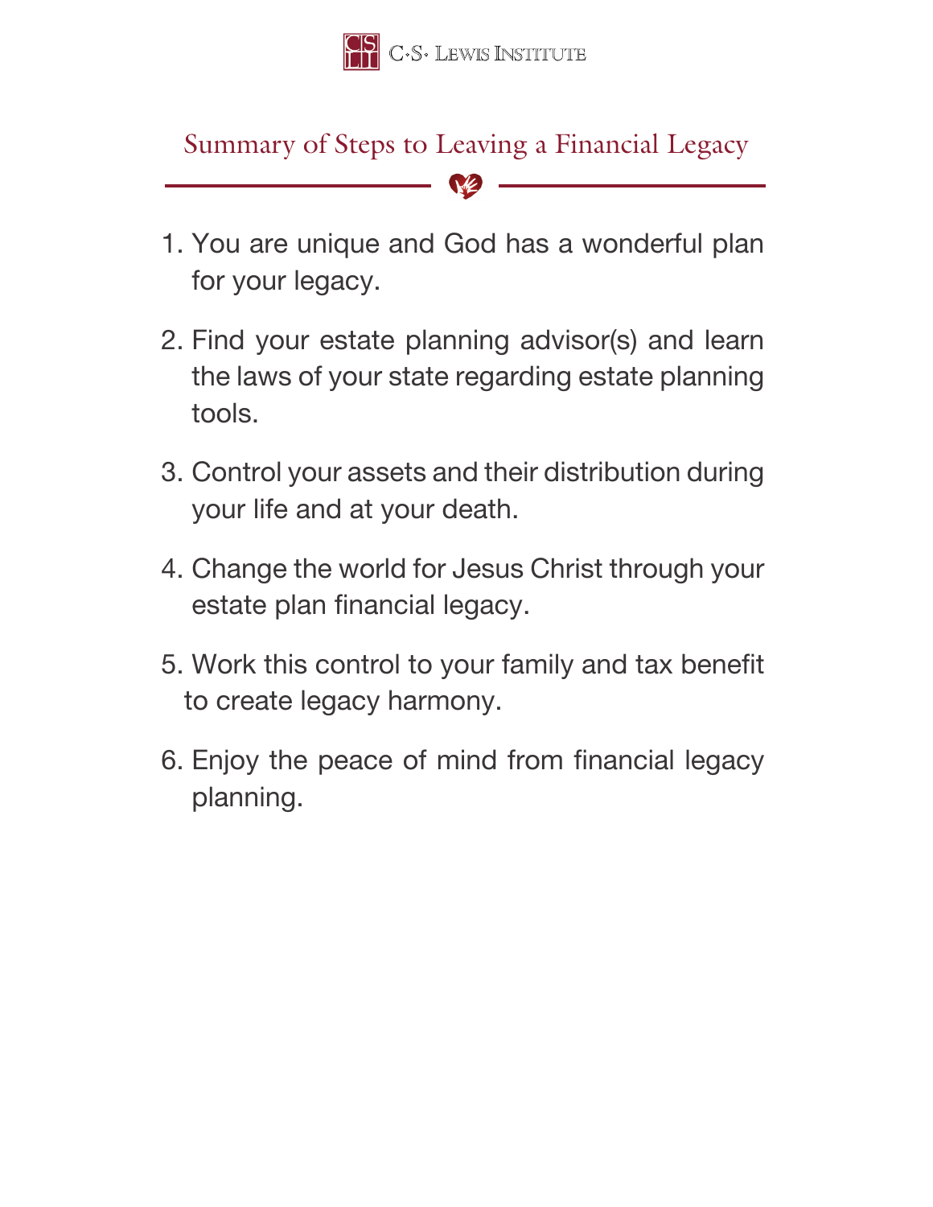# Summary of Steps to Leaving a Financial Legacy

1. You are unique and God has a wonderful plan for your legacy.
2. Find your estate planning advisor(s) and learn the laws of your state regarding estate planning tools.
3. Control your assets and their distribution during your life and at your death.
4. Change the world for Jesus Christ through your estate plan financial legacy.
5. Work this control to your family and tax benefit to create legacy harmony.
6. Enjoy the peace of mind from financial legacy planning.